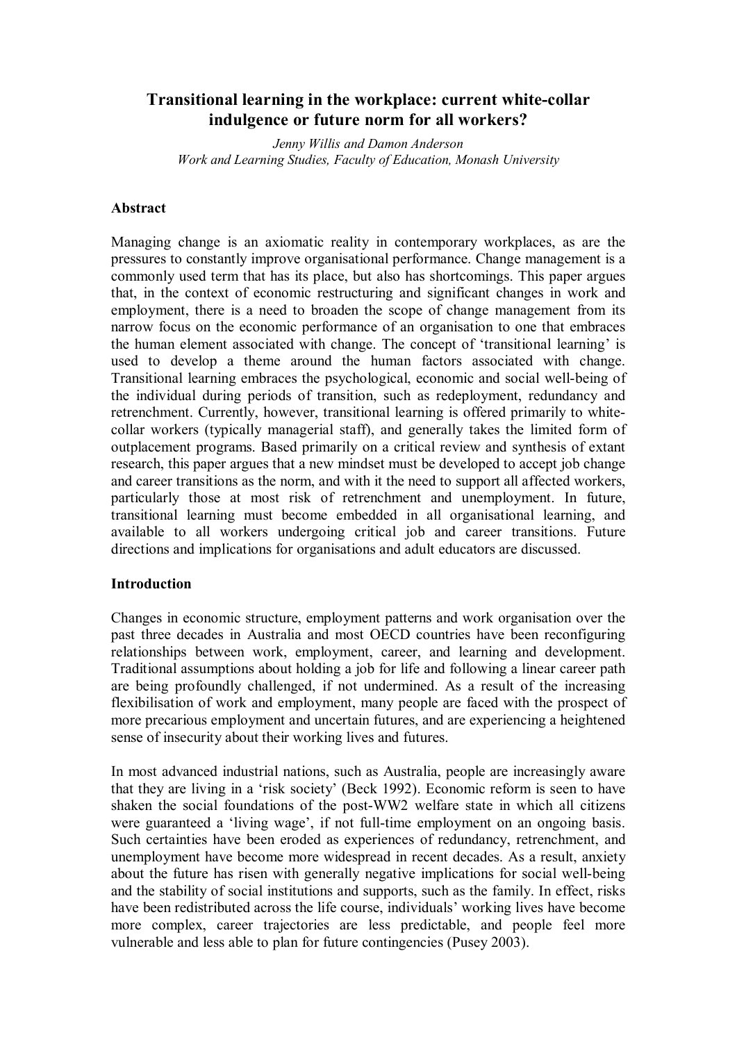# Transitional learning in the workplace: current white-collar indulgence or future norm for all workers?

*Jenny Willis and Damon Anderson*
*Work and Learning Studies, Faculty of Education, Monash University*

## Abstract

Managing change is an axiomatic reality in contemporary workplaces, as are the pressures to constantly improve organisational performance. Change management is a commonly used term that has its place, but also has shortcomings. This paper argues that, in the context of economic restructuring and significant changes in work and employment, there is a need to broaden the scope of change management from its narrow focus on the economic performance of an organisation to one that embraces the human element associated with change. The concept of 'transitional learning' is used to develop a theme around the human factors associated with change. Transitional learning embraces the psychological, economic and social well-being of the individual during periods of transition, such as redeployment, redundancy and retrenchment. Currently, however, transitional learning is offered primarily to white-collar workers (typically managerial staff), and generally takes the limited form of outplacement programs. Based primarily on a critical review and synthesis of extant research, this paper argues that a new mindset must be developed to accept job change and career transitions as the norm, and with it the need to support all affected workers, particularly those at most risk of retrenchment and unemployment. In future, transitional learning must become embedded in all organisational learning, and available to all workers undergoing critical job and career transitions. Future directions and implications for organisations and adult educators are discussed.

## Introduction

Changes in economic structure, employment patterns and work organisation over the past three decades in Australia and most OECD countries have been reconfiguring relationships between work, employment, career, and learning and development. Traditional assumptions about holding a job for life and following a linear career path are being profoundly challenged, if not undermined. As a result of the increasing flexibilisation of work and employment, many people are faced with the prospect of more precarious employment and uncertain futures, and are experiencing a heightened sense of insecurity about their working lives and futures.

In most advanced industrial nations, such as Australia, people are increasingly aware that they are living in a 'risk society' (Beck 1992). Economic reform is seen to have shaken the social foundations of the post-WW2 welfare state in which all citizens were guaranteed a 'living wage', if not full-time employment on an ongoing basis. Such certainties have been eroded as experiences of redundancy, retrenchment, and unemployment have become more widespread in recent decades. As a result, anxiety about the future has risen with generally negative implications for social well-being and the stability of social institutions and supports, such as the family. In effect, risks have been redistributed across the life course, individuals' working lives have become more complex, career trajectories are less predictable, and people feel more vulnerable and less able to plan for future contingencies (Pusey 2003).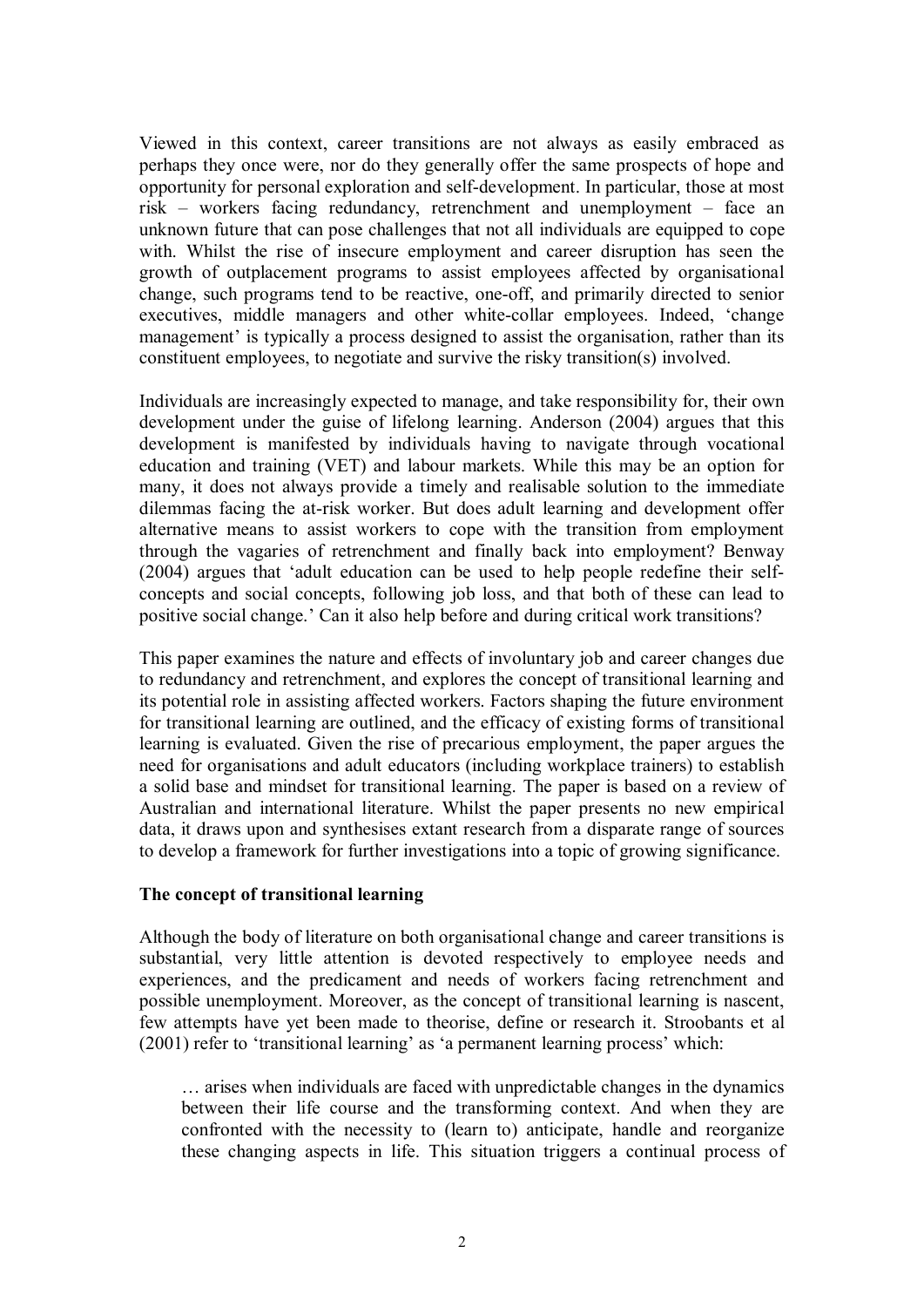Viewed in this context, career transitions are not always as easily embraced as perhaps they once were, nor do they generally offer the same prospects of hope and opportunity for personal exploration and self-development. In particular, those at most risk – workers facing redundancy, retrenchment and unemployment – face an unknown future that can pose challenges that not all individuals are equipped to cope with. Whilst the rise of insecure employment and career disruption has seen the growth of outplacement programs to assist employees affected by organisational change, such programs tend to be reactive, one-off, and primarily directed to senior executives, middle managers and other white-collar employees. Indeed, 'change management' is typically a process designed to assist the organisation, rather than its constituent employees, to negotiate and survive the risky transition(s) involved.

Individuals are increasingly expected to manage, and take responsibility for, their own development under the guise of lifelong learning. Anderson (2004) argues that this development is manifested by individuals having to navigate through vocational education and training (VET) and labour markets. While this may be an option for many, it does not always provide a timely and realisable solution to the immediate dilemmas facing the at-risk worker. But does adult learning and development offer alternative means to assist workers to cope with the transition from employment through the vagaries of retrenchment and finally back into employment? Benway (2004) argues that 'adult education can be used to help people redefine their self-concepts and social concepts, following job loss, and that both of these can lead to positive social change.' Can it also help before and during critical work transitions?

This paper examines the nature and effects of involuntary job and career changes due to redundancy and retrenchment, and explores the concept of transitional learning and its potential role in assisting affected workers. Factors shaping the future environment for transitional learning are outlined, and the efficacy of existing forms of transitional learning is evaluated. Given the rise of precarious employment, the paper argues the need for organisations and adult educators (including workplace trainers) to establish a solid base and mindset for transitional learning. The paper is based on a review of Australian and international literature. Whilst the paper presents no new empirical data, it draws upon and synthesises extant research from a disparate range of sources to develop a framework for further investigations into a topic of growing significance.

**The concept of transitional learning**

Although the body of literature on both organisational change and career transitions is substantial, very little attention is devoted respectively to employee needs and experiences, and the predicament and needs of workers facing retrenchment and possible unemployment. Moreover, as the concept of transitional learning is nascent, few attempts have yet been made to theorise, define or research it. Stroobants et al (2001) refer to 'transitional learning' as 'a permanent learning process' which:

> … arises when individuals are faced with unpredictable changes in the dynamics between their life course and the transforming context. And when they are confronted with the necessity to (learn to) anticipate, handle and reorganize these changing aspects in life. This situation triggers a continual process of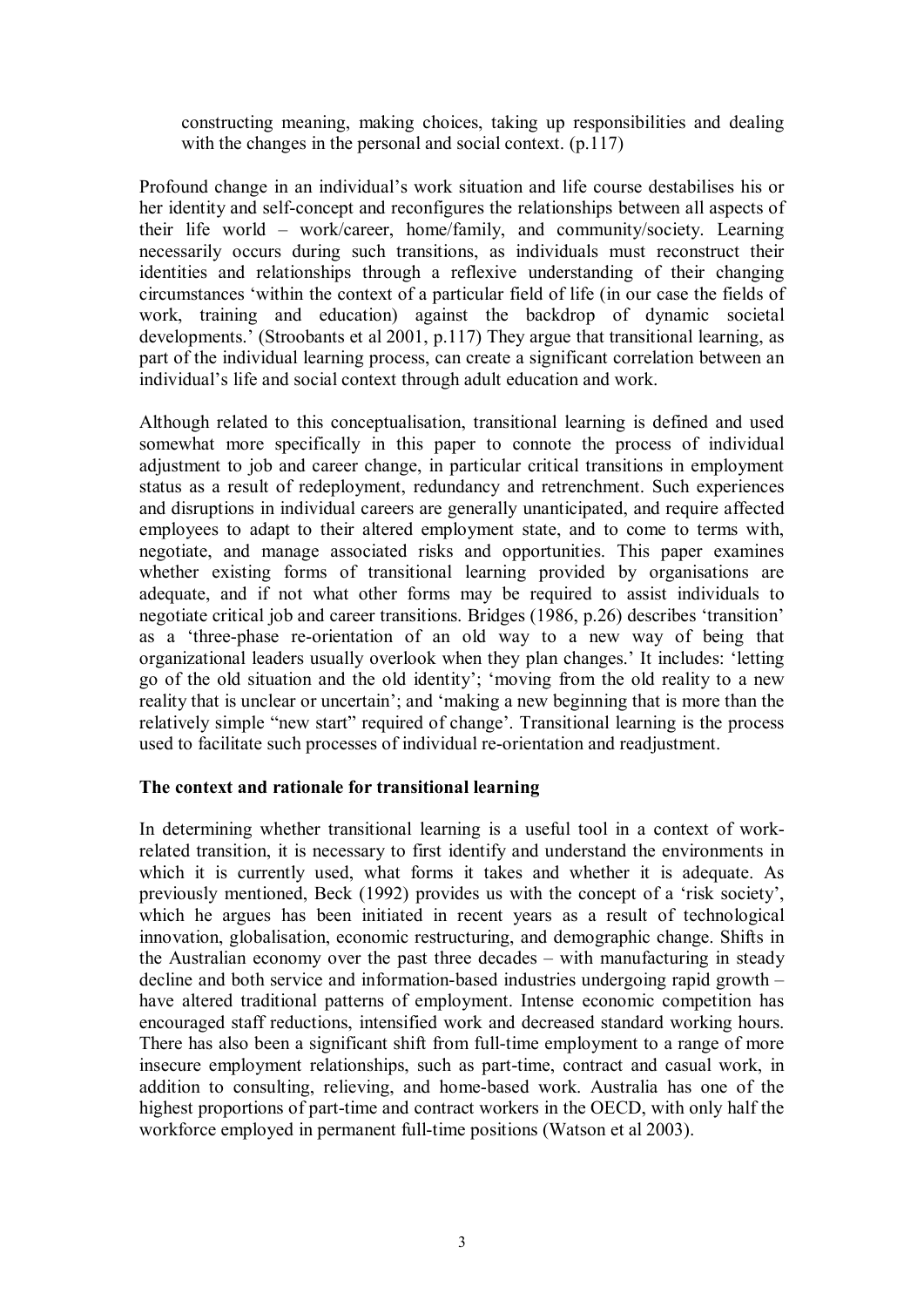> constructing meaning, making choices, taking up responsibilities and dealing with the changes in the personal and social context. (p.117)

Profound change in an individual's work situation and life course destabilises his or her identity and self-concept and reconfigures the relationships between all aspects of their life world – work/career, home/family, and community/society. Learning necessarily occurs during such transitions, as individuals must reconstruct their identities and relationships through a reflexive understanding of their changing circumstances 'within the context of a particular field of life (in our case the fields of work, training and education) against the backdrop of dynamic societal developments.' (Stroobants et al 2001, p.117) They argue that transitional learning, as part of the individual learning process, can create a significant correlation between an individual's life and social context through adult education and work.

Although related to this conceptualisation, transitional learning is defined and used somewhat more specifically in this paper to connote the process of individual adjustment to job and career change, in particular critical transitions in employment status as a result of redeployment, redundancy and retrenchment. Such experiences and disruptions in individual careers are generally unanticipated, and require affected employees to adapt to their altered employment state, and to come to terms with, negotiate, and manage associated risks and opportunities. This paper examines whether existing forms of transitional learning provided by organisations are adequate, and if not what other forms may be required to assist individuals to negotiate critical job and career transitions. Bridges (1986, p.26) describes 'transition' as a 'three-phase re-orientation of an old way to a new way of being that organizational leaders usually overlook when they plan changes.' It includes: 'letting go of the old situation and the old identity'; 'moving from the old reality to a new reality that is unclear or uncertain'; and 'making a new beginning that is more than the relatively simple "new start" required of change'. Transitional learning is the process used to facilitate such processes of individual re-orientation and readjustment.

**The context and rationale for transitional learning**

In determining whether transitional learning is a useful tool in a context of work-related transition, it is necessary to first identify and understand the environments in which it is currently used, what forms it takes and whether it is adequate. As previously mentioned, Beck (1992) provides us with the concept of a 'risk society', which he argues has been initiated in recent years as a result of technological innovation, globalisation, economic restructuring, and demographic change. Shifts in the Australian economy over the past three decades – with manufacturing in steady decline and both service and information-based industries undergoing rapid growth – have altered traditional patterns of employment. Intense economic competition has encouraged staff reductions, intensified work and decreased standard working hours. There has also been a significant shift from full-time employment to a range of more insecure employment relationships, such as part-time, contract and casual work, in addition to consulting, relieving, and home-based work. Australia has one of the highest proportions of part-time and contract workers in the OECD, with only half the workforce employed in permanent full-time positions (Watson et al 2003).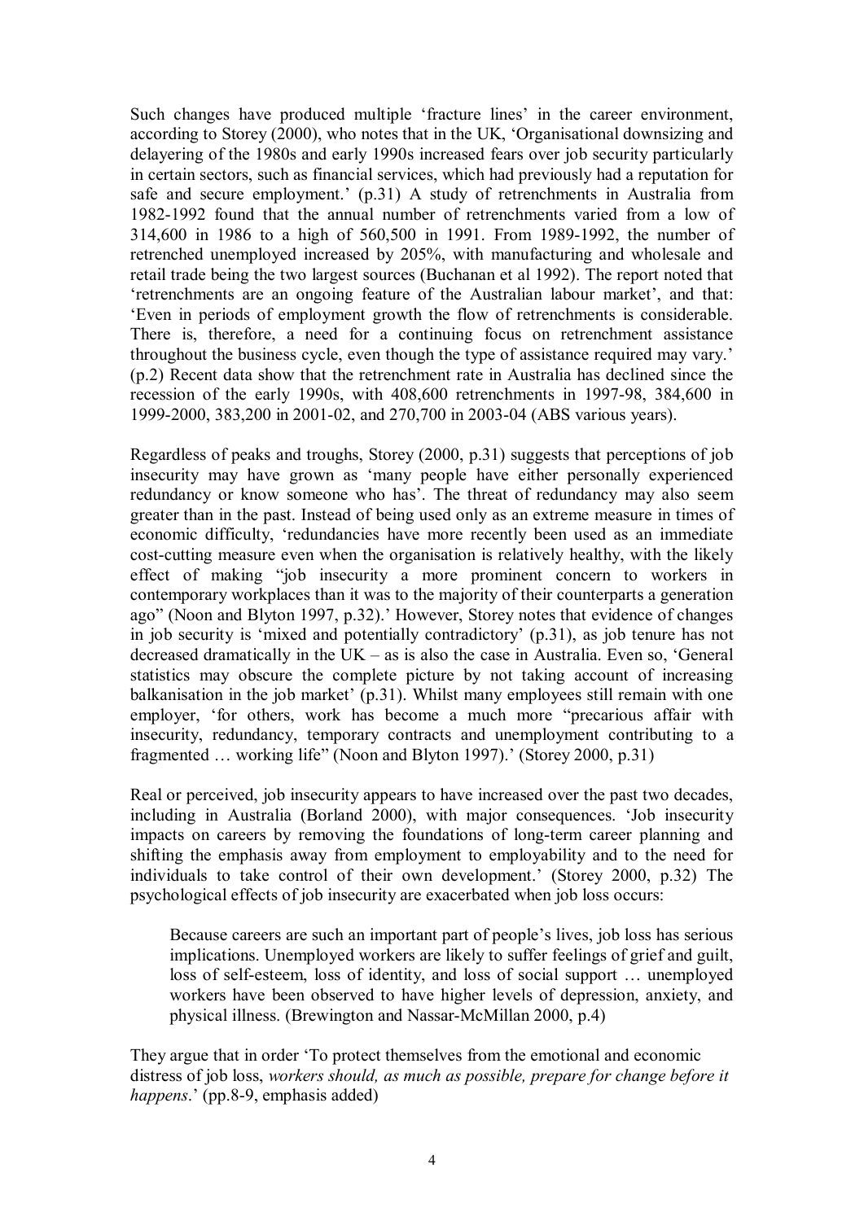Such changes have produced multiple 'fracture lines' in the career environment, according to Storey (2000), who notes that in the UK, 'Organisational downsizing and delayering of the 1980s and early 1990s increased fears over job security particularly in certain sectors, such as financial services, which had previously had a reputation for safe and secure employment.' (p.31) A study of retrenchments in Australia from 1982-1992 found that the annual number of retrenchments varied from a low of 314,600 in 1986 to a high of 560,500 in 1991. From 1989-1992, the number of retrenched unemployed increased by 205%, with manufacturing and wholesale and retail trade being the two largest sources (Buchanan et al 1992). The report noted that 'retrenchments are an ongoing feature of the Australian labour market', and that: 'Even in periods of employment growth the flow of retrenchments is considerable. There is, therefore, a need for a continuing focus on retrenchment assistance throughout the business cycle, even though the type of assistance required may vary.' (p.2) Recent data show that the retrenchment rate in Australia has declined since the recession of the early 1990s, with 408,600 retrenchments in 1997-98, 384,600 in 1999-2000, 383,200 in 2001-02, and 270,700 in 2003-04 (ABS various years).

Regardless of peaks and troughs, Storey (2000, p.31) suggests that perceptions of job insecurity may have grown as 'many people have either personally experienced redundancy or know someone who has'. The threat of redundancy may also seem greater than in the past. Instead of being used only as an extreme measure in times of economic difficulty, 'redundancies have more recently been used as an immediate cost-cutting measure even when the organisation is relatively healthy, with the likely effect of making "job insecurity a more prominent concern to workers in contemporary workplaces than it was to the majority of their counterparts a generation ago" (Noon and Blyton 1997, p.32).' However, Storey notes that evidence of changes in job security is 'mixed and potentially contradictory' (p.31), as job tenure has not decreased dramatically in the UK – as is also the case in Australia. Even so, 'General statistics may obscure the complete picture by not taking account of increasing balkanisation in the job market' (p.31). Whilst many employees still remain with one employer, 'for others, work has become a much more "precarious affair with insecurity, redundancy, temporary contracts and unemployment contributing to a fragmented … working life" (Noon and Blyton 1997).' (Storey 2000, p.31)

Real or perceived, job insecurity appears to have increased over the past two decades, including in Australia (Borland 2000), with major consequences. 'Job insecurity impacts on careers by removing the foundations of long-term career planning and shifting the emphasis away from employment to employability and to the need for individuals to take control of their own development.' (Storey 2000, p.32) The psychological effects of job insecurity are exacerbated when job loss occurs:

> Because careers are such an important part of people's lives, job loss has serious implications. Unemployed workers are likely to suffer feelings of grief and guilt, loss of self-esteem, loss of identity, and loss of social support … unemployed workers have been observed to have higher levels of depression, anxiety, and physical illness. (Brewington and Nassar-McMillan 2000, p.4)

They argue that in order 'To protect themselves from the emotional and economic distress of job loss, *workers should, as much as possible, prepare for change before it happens*.' (pp.8-9, emphasis added)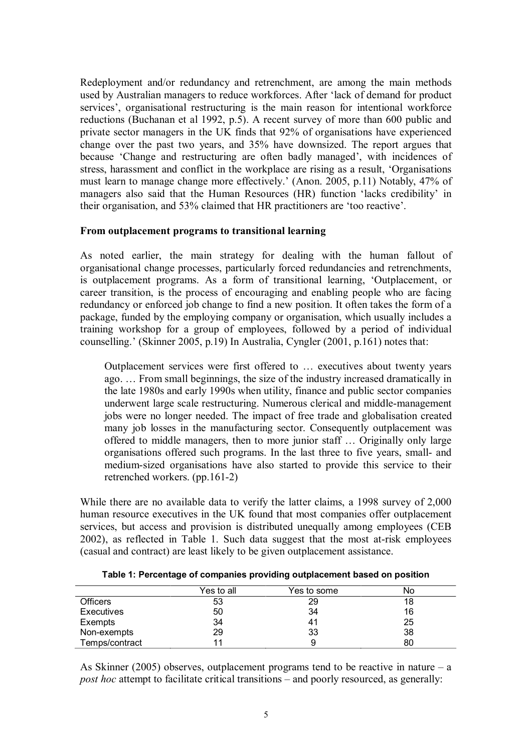Redeployment and/or redundancy and retrenchment, are among the main methods used by Australian managers to reduce workforces. After 'lack of demand for product services', organisational restructuring is the main reason for intentional workforce reductions (Buchanan et al 1992, p.5). A recent survey of more than 600 public and private sector managers in the UK finds that 92% of organisations have experienced change over the past two years, and 35% have downsized. The report argues that because 'Change and restructuring are often badly managed', with incidences of stress, harassment and conflict in the workplace are rising as a result, 'Organisations must learn to manage change more effectively.' (Anon. 2005, p.11) Notably, 47% of managers also said that the Human Resources (HR) function 'lacks credibility' in their organisation, and 53% claimed that HR practitioners are 'too reactive'.

**From outplacement programs to transitional learning**

As noted earlier, the main strategy for dealing with the human fallout of organisational change processes, particularly forced redundancies and retrenchments, is outplacement programs. As a form of transitional learning, 'Outplacement, or career transition, is the process of encouraging and enabling people who are facing redundancy or enforced job change to find a new position. It often takes the form of a package, funded by the employing company or organisation, which usually includes a training workshop for a group of employees, followed by a period of individual counselling.' (Skinner 2005, p.19) In Australia, Cyngler (2001, p.161) notes that:

> Outplacement services were first offered to … executives about twenty years ago. … From small beginnings, the size of the industry increased dramatically in the late 1980s and early 1990s when utility, finance and public sector companies underwent large scale restructuring. Numerous clerical and middle-management jobs were no longer needed. The impact of free trade and globalisation created many job losses in the manufacturing sector. Consequently outplacement was offered to middle managers, then to more junior staff … Originally only large organisations offered such programs. In the last three to five years, small- and medium-sized organisations have also started to provide this service to their retrenched workers. (pp.161-2)

While there are no available data to verify the latter claims, a 1998 survey of 2,000 human resource executives in the UK found that most companies offer outplacement services, but access and provision is distributed unequally among employees (CEB 2002), as reflected in Table 1. Such data suggest that the most at-risk employees (casual and contract) are least likely to be given outplacement assistance.

**Table 1: Percentage of companies providing outplacement based on position**

| | Yes to all | Yes to some | No |
|---|---|---|---|
| Officers | 53 | 29 | 18 |
| Executives | 50 | 34 | 16 |
| Exempts | 34 | 41 | 25 |
| Non-exempts | 29 | 33 | 38 |
| Temps/contract | 11 | 9 | 80 |

As Skinner (2005) observes, outplacement programs tend to be reactive in nature – a *post hoc* attempt to facilitate critical transitions – and poorly resourced, as generally: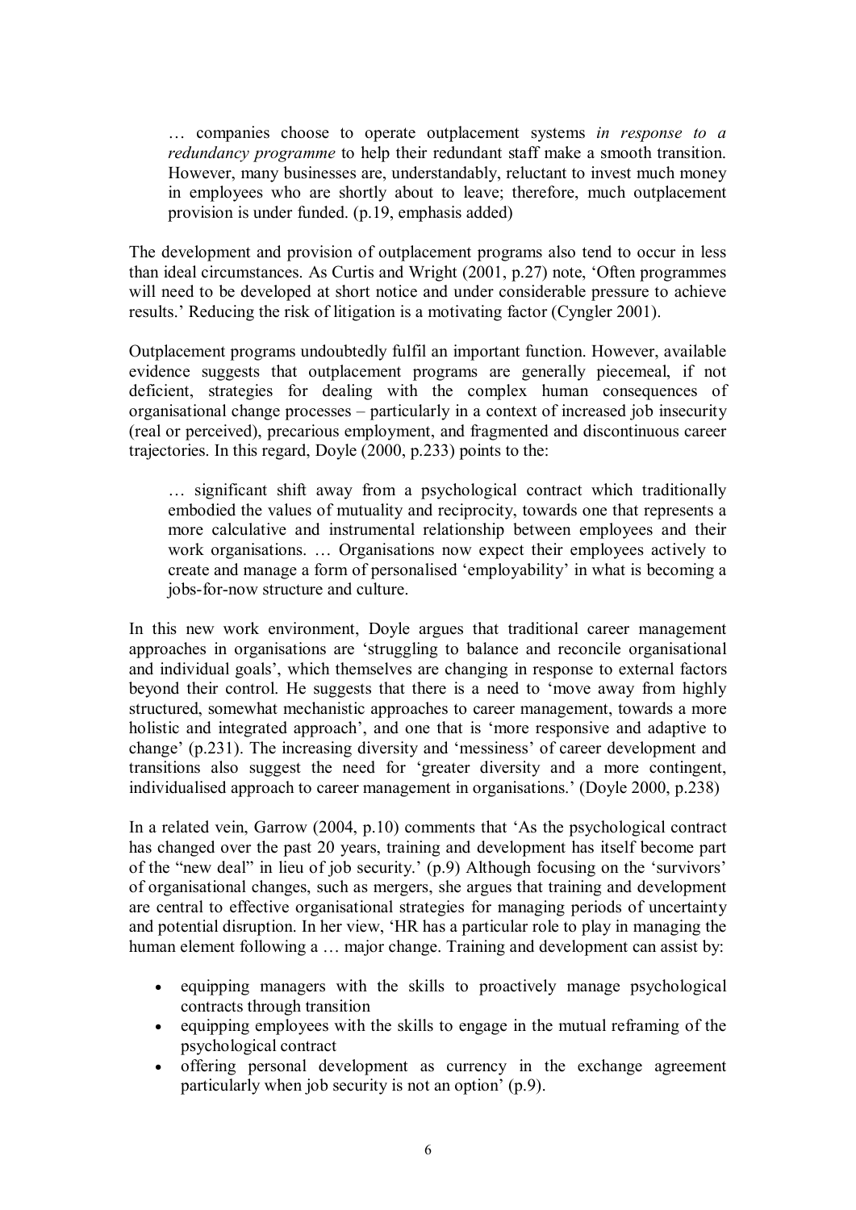> … companies choose to operate outplacement systems *in response to a redundancy programme* to help their redundant staff make a smooth transition. However, many businesses are, understandably, reluctant to invest much money in employees who are shortly about to leave; therefore, much outplacement provision is under funded. (p.19, emphasis added)

The development and provision of outplacement programs also tend to occur in less than ideal circumstances. As Curtis and Wright (2001, p.27) note, 'Often programmes will need to be developed at short notice and under considerable pressure to achieve results.' Reducing the risk of litigation is a motivating factor (Cyngler 2001).

Outplacement programs undoubtedly fulfil an important function. However, available evidence suggests that outplacement programs are generally piecemeal, if not deficient, strategies for dealing with the complex human consequences of organisational change processes – particularly in a context of increased job insecurity (real or perceived), precarious employment, and fragmented and discontinuous career trajectories. In this regard, Doyle (2000, p.233) points to the:

> … significant shift away from a psychological contract which traditionally embodied the values of mutuality and reciprocity, towards one that represents a more calculative and instrumental relationship between employees and their work organisations. … Organisations now expect their employees actively to create and manage a form of personalised 'employability' in what is becoming a jobs-for-now structure and culture.

In this new work environment, Doyle argues that traditional career management approaches in organisations are 'struggling to balance and reconcile organisational and individual goals', which themselves are changing in response to external factors beyond their control. He suggests that there is a need to 'move away from highly structured, somewhat mechanistic approaches to career management, towards a more holistic and integrated approach', and one that is 'more responsive and adaptive to change' (p.231). The increasing diversity and 'messiness' of career development and transitions also suggest the need for 'greater diversity and a more contingent, individualised approach to career management in organisations.' (Doyle 2000, p.238)

In a related vein, Garrow (2004, p.10) comments that 'As the psychological contract has changed over the past 20 years, training and development has itself become part of the "new deal" in lieu of job security.' (p.9) Although focusing on the 'survivors' of organisational changes, such as mergers, she argues that training and development are central to effective organisational strategies for managing periods of uncertainty and potential disruption. In her view, 'HR has a particular role to play in managing the human element following a … major change. Training and development can assist by:

- equipping managers with the skills to proactively manage psychological contracts through transition
- equipping employees with the skills to engage in the mutual reframing of the psychological contract
- offering personal development as currency in the exchange agreement particularly when job security is not an option' (p.9).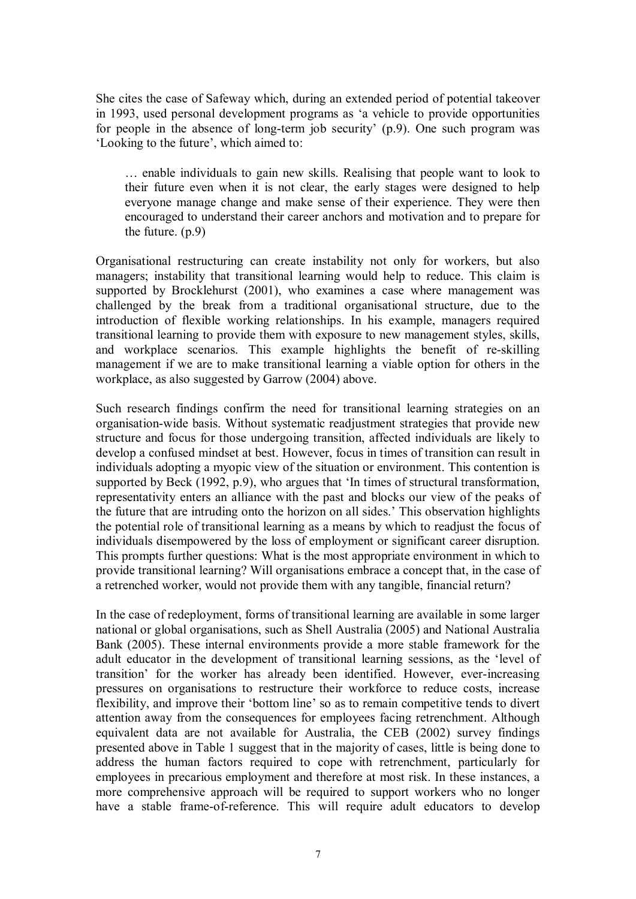She cites the case of Safeway which, during an extended period of potential takeover in 1993, used personal development programs as 'a vehicle to provide opportunities for people in the absence of long-term job security' (p.9). One such program was 'Looking to the future', which aimed to:

> … enable individuals to gain new skills. Realising that people want to look to their future even when it is not clear, the early stages were designed to help everyone manage change and make sense of their experience. They were then encouraged to understand their career anchors and motivation and to prepare for the future. (p.9)

Organisational restructuring can create instability not only for workers, but also managers; instability that transitional learning would help to reduce. This claim is supported by Brocklehurst (2001), who examines a case where management was challenged by the break from a traditional organisational structure, due to the introduction of flexible working relationships. In his example, managers required transitional learning to provide them with exposure to new management styles, skills, and workplace scenarios. This example highlights the benefit of re-skilling management if we are to make transitional learning a viable option for others in the workplace, as also suggested by Garrow (2004) above.

Such research findings confirm the need for transitional learning strategies on an organisation-wide basis. Without systematic readjustment strategies that provide new structure and focus for those undergoing transition, affected individuals are likely to develop a confused mindset at best. However, focus in times of transition can result in individuals adopting a myopic view of the situation or environment. This contention is supported by Beck (1992, p.9), who argues that 'In times of structural transformation, representativity enters an alliance with the past and blocks our view of the peaks of the future that are intruding onto the horizon on all sides.' This observation highlights the potential role of transitional learning as a means by which to readjust the focus of individuals disempowered by the loss of employment or significant career disruption. This prompts further questions: What is the most appropriate environment in which to provide transitional learning? Will organisations embrace a concept that, in the case of a retrenched worker, would not provide them with any tangible, financial return?

In the case of redeployment, forms of transitional learning are available in some larger national or global organisations, such as Shell Australia (2005) and National Australia Bank (2005). These internal environments provide a more stable framework for the adult educator in the development of transitional learning sessions, as the 'level of transition' for the worker has already been identified. However, ever-increasing pressures on organisations to restructure their workforce to reduce costs, increase flexibility, and improve their 'bottom line' so as to remain competitive tends to divert attention away from the consequences for employees facing retrenchment. Although equivalent data are not available for Australia, the CEB (2002) survey findings presented above in Table 1 suggest that in the majority of cases, little is being done to address the human factors required to cope with retrenchment, particularly for employees in precarious employment and therefore at most risk. In these instances, a more comprehensive approach will be required to support workers who no longer have a stable frame-of-reference. This will require adult educators to develop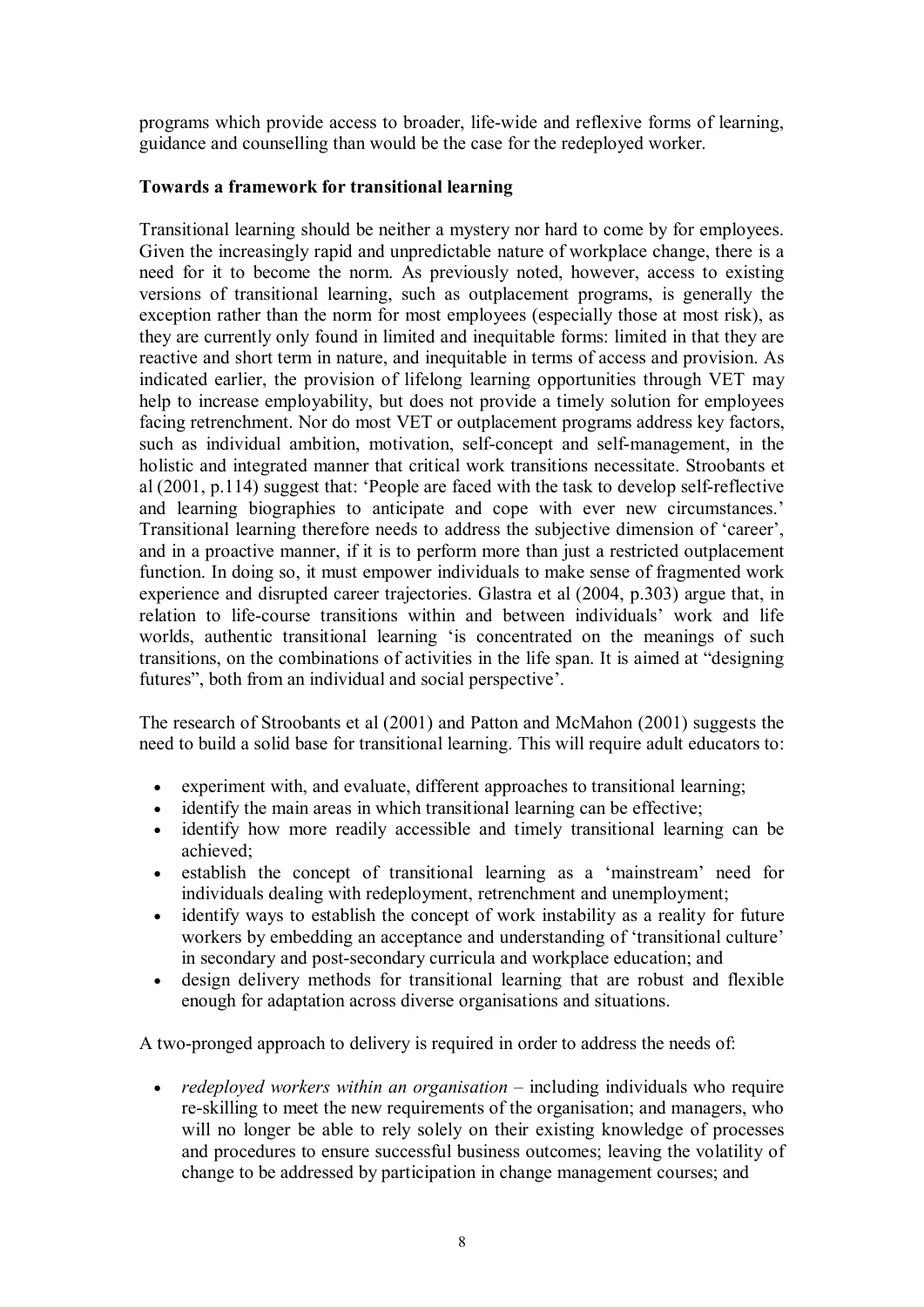programs which provide access to broader, life-wide and reflexive forms of learning, guidance and counselling than would be the case for the redeployed worker.

**Towards a framework for transitional learning**

Transitional learning should be neither a mystery nor hard to come by for employees. Given the increasingly rapid and unpredictable nature of workplace change, there is a need for it to become the norm. As previously noted, however, access to existing versions of transitional learning, such as outplacement programs, is generally the exception rather than the norm for most employees (especially those at most risk), as they are currently only found in limited and inequitable forms: limited in that they are reactive and short term in nature, and inequitable in terms of access and provision. As indicated earlier, the provision of lifelong learning opportunities through VET may help to increase employability, but does not provide a timely solution for employees facing retrenchment. Nor do most VET or outplacement programs address key factors, such as individual ambition, motivation, self-concept and self-management, in the holistic and integrated manner that critical work transitions necessitate. Stroobants et al (2001, p.114) suggest that: 'People are faced with the task to develop self-reflective and learning biographies to anticipate and cope with ever new circumstances.' Transitional learning therefore needs to address the subjective dimension of 'career', and in a proactive manner, if it is to perform more than just a restricted outplacement function. In doing so, it must empower individuals to make sense of fragmented work experience and disrupted career trajectories. Glastra et al (2004, p.303) argue that, in relation to life-course transitions within and between individuals' work and life worlds, authentic transitional learning 'is concentrated on the meanings of such transitions, on the combinations of activities in the life span. It is aimed at "designing futures", both from an individual and social perspective'.

The research of Stroobants et al (2001) and Patton and McMahon (2001) suggests the need to build a solid base for transitional learning. This will require adult educators to:

- experiment with, and evaluate, different approaches to transitional learning;
- identify the main areas in which transitional learning can be effective;
- identify how more readily accessible and timely transitional learning can be achieved;
- establish the concept of transitional learning as a 'mainstream' need for individuals dealing with redeployment, retrenchment and unemployment;
- identify ways to establish the concept of work instability as a reality for future workers by embedding an acceptance and understanding of 'transitional culture' in secondary and post-secondary curricula and workplace education; and
- design delivery methods for transitional learning that are robust and flexible enough for adaptation across diverse organisations and situations.

A two-pronged approach to delivery is required in order to address the needs of:

- *redeployed workers within an organisation* – including individuals who require re-skilling to meet the new requirements of the organisation; and managers, who will no longer be able to rely solely on their existing knowledge of processes and procedures to ensure successful business outcomes; leaving the volatility of change to be addressed by participation in change management courses; and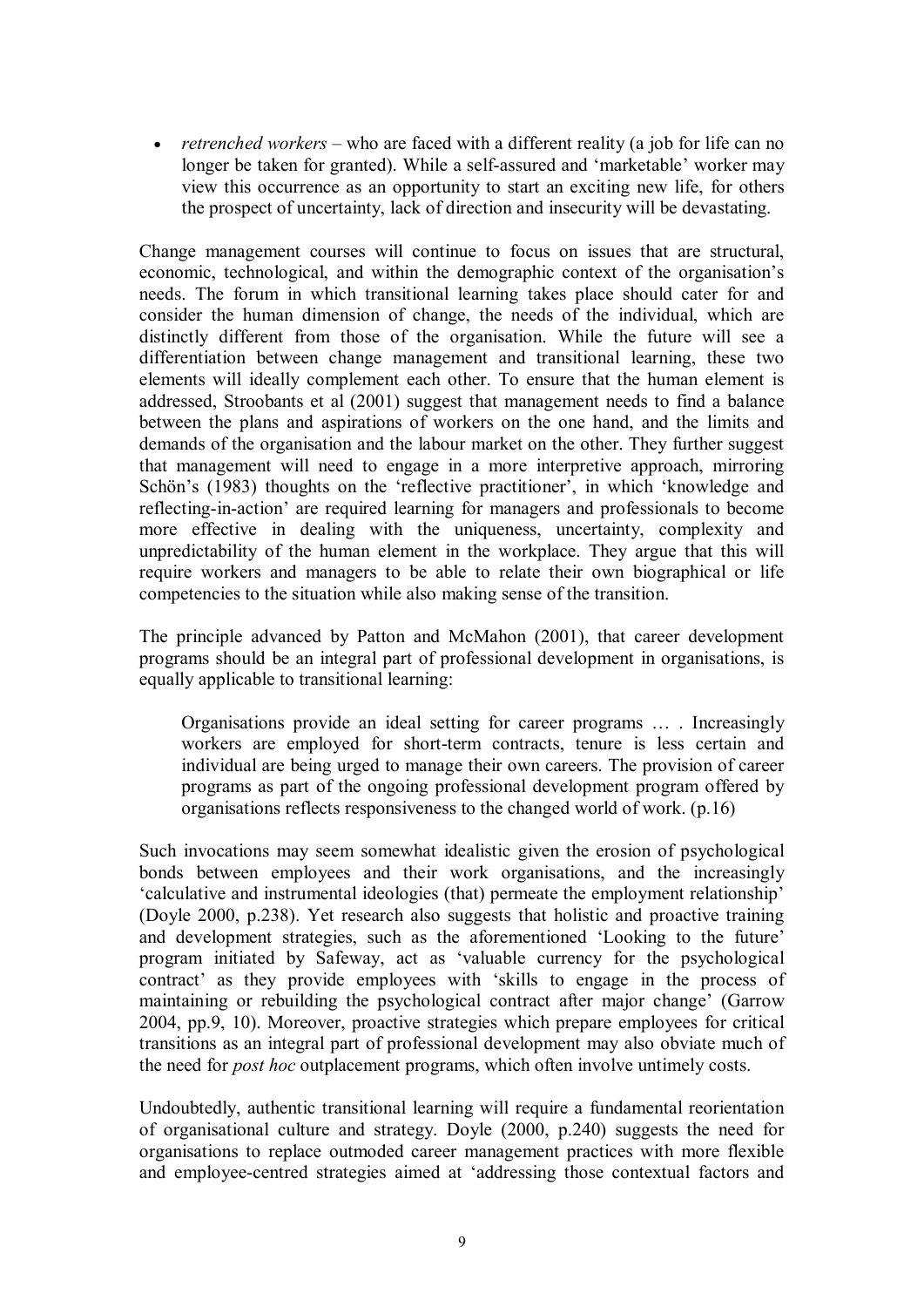- *retrenched workers* – who are faced with a different reality (a job for life can no longer be taken for granted). While a self-assured and 'marketable' worker may view this occurrence as an opportunity to start an exciting new life, for others the prospect of uncertainty, lack of direction and insecurity will be devastating.

Change management courses will continue to focus on issues that are structural, economic, technological, and within the demographic context of the organisation's needs. The forum in which transitional learning takes place should cater for and consider the human dimension of change, the needs of the individual, which are distinctly different from those of the organisation. While the future will see a differentiation between change management and transitional learning, these two elements will ideally complement each other. To ensure that the human element is addressed, Stroobants et al (2001) suggest that management needs to find a balance between the plans and aspirations of workers on the one hand, and the limits and demands of the organisation and the labour market on the other. They further suggest that management will need to engage in a more interpretive approach, mirroring Schön's (1983) thoughts on the 'reflective practitioner', in which 'knowledge and reflecting-in-action' are required learning for managers and professionals to become more effective in dealing with the uniqueness, uncertainty, complexity and unpredictability of the human element in the workplace. They argue that this will require workers and managers to be able to relate their own biographical or life competencies to the situation while also making sense of the transition.

The principle advanced by Patton and McMahon (2001), that career development programs should be an integral part of professional development in organisations, is equally applicable to transitional learning:

> Organisations provide an ideal setting for career programs … . Increasingly workers are employed for short-term contracts, tenure is less certain and individual are being urged to manage their own careers. The provision of career programs as part of the ongoing professional development program offered by organisations reflects responsiveness to the changed world of work. (p.16)

Such invocations may seem somewhat idealistic given the erosion of psychological bonds between employees and their work organisations, and the increasingly 'calculative and instrumental ideologies (that) permeate the employment relationship' (Doyle 2000, p.238). Yet research also suggests that holistic and proactive training and development strategies, such as the aforementioned 'Looking to the future' program initiated by Safeway, act as 'valuable currency for the psychological contract' as they provide employees with 'skills to engage in the process of maintaining or rebuilding the psychological contract after major change' (Garrow 2004, pp.9, 10). Moreover, proactive strategies which prepare employees for critical transitions as an integral part of professional development may also obviate much of the need for *post hoc* outplacement programs, which often involve untimely costs.

Undoubtedly, authentic transitional learning will require a fundamental reorientation of organisational culture and strategy. Doyle (2000, p.240) suggests the need for organisations to replace outmoded career management practices with more flexible and employee-centred strategies aimed at 'addressing those contextual factors and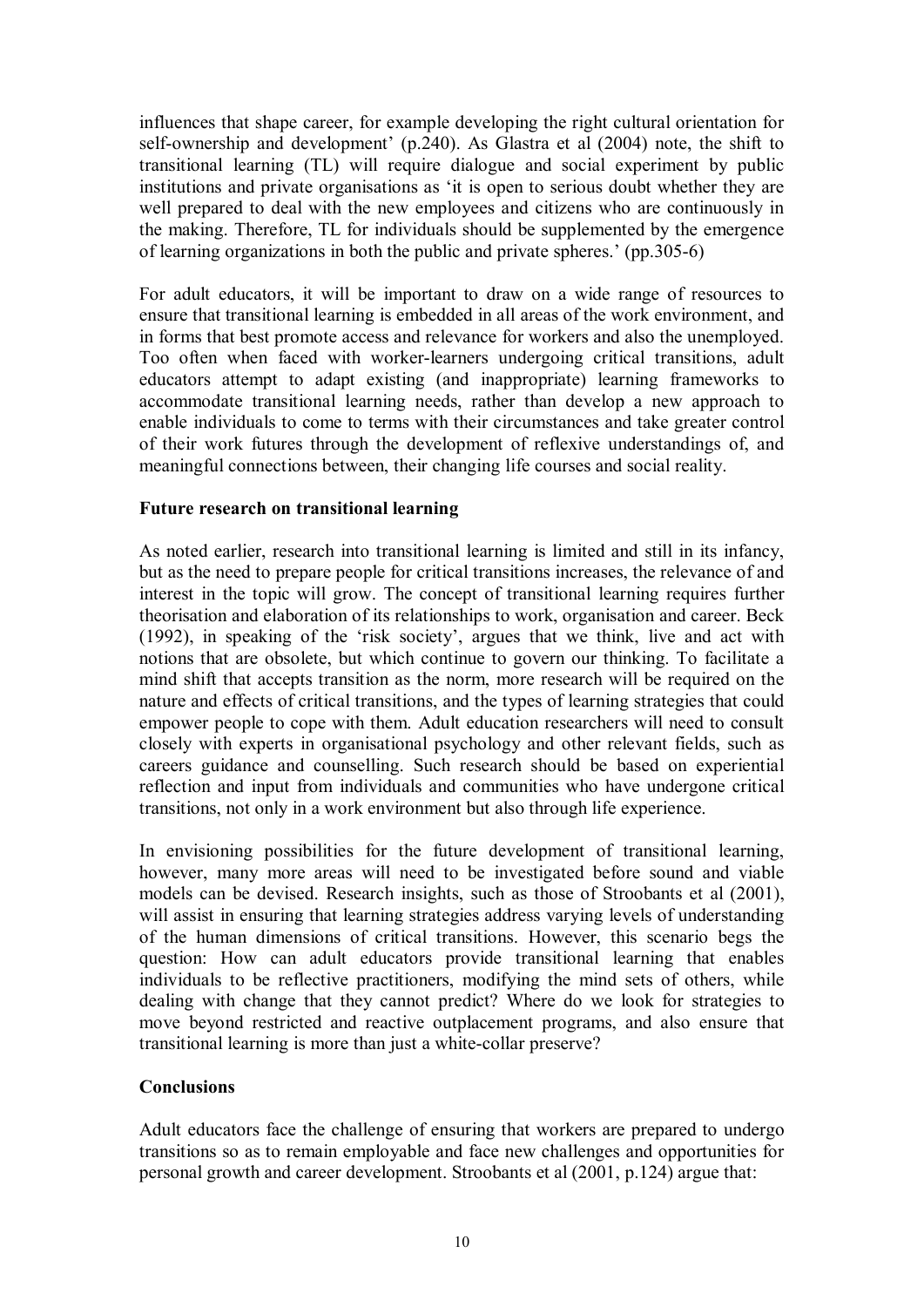influences that shape career, for example developing the right cultural orientation for self-ownership and development' (p.240). As Glastra et al (2004) note, the shift to transitional learning (TL) will require dialogue and social experiment by public institutions and private organisations as 'it is open to serious doubt whether they are well prepared to deal with the new employees and citizens who are continuously in the making. Therefore, TL for individuals should be supplemented by the emergence of learning organizations in both the public and private spheres.' (pp.305-6)

For adult educators, it will be important to draw on a wide range of resources to ensure that transitional learning is embedded in all areas of the work environment, and in forms that best promote access and relevance for workers and also the unemployed. Too often when faced with worker-learners undergoing critical transitions, adult educators attempt to adapt existing (and inappropriate) learning frameworks to accommodate transitional learning needs, rather than develop a new approach to enable individuals to come to terms with their circumstances and take greater control of their work futures through the development of reflexive understandings of, and meaningful connections between, their changing life courses and social reality.

**Future research on transitional learning**

As noted earlier, research into transitional learning is limited and still in its infancy, but as the need to prepare people for critical transitions increases, the relevance of and interest in the topic will grow. The concept of transitional learning requires further theorisation and elaboration of its relationships to work, organisation and career. Beck (1992), in speaking of the 'risk society', argues that we think, live and act with notions that are obsolete, but which continue to govern our thinking. To facilitate a mind shift that accepts transition as the norm, more research will be required on the nature and effects of critical transitions, and the types of learning strategies that could empower people to cope with them. Adult education researchers will need to consult closely with experts in organisational psychology and other relevant fields, such as careers guidance and counselling. Such research should be based on experiential reflection and input from individuals and communities who have undergone critical transitions, not only in a work environment but also through life experience.

In envisioning possibilities for the future development of transitional learning, however, many more areas will need to be investigated before sound and viable models can be devised. Research insights, such as those of Stroobants et al (2001), will assist in ensuring that learning strategies address varying levels of understanding of the human dimensions of critical transitions. However, this scenario begs the question: How can adult educators provide transitional learning that enables individuals to be reflective practitioners, modifying the mind sets of others, while dealing with change that they cannot predict? Where do we look for strategies to move beyond restricted and reactive outplacement programs, and also ensure that transitional learning is more than just a white-collar preserve?

**Conclusions**

Adult educators face the challenge of ensuring that workers are prepared to undergo transitions so as to remain employable and face new challenges and opportunities for personal growth and career development. Stroobants et al (2001, p.124) argue that: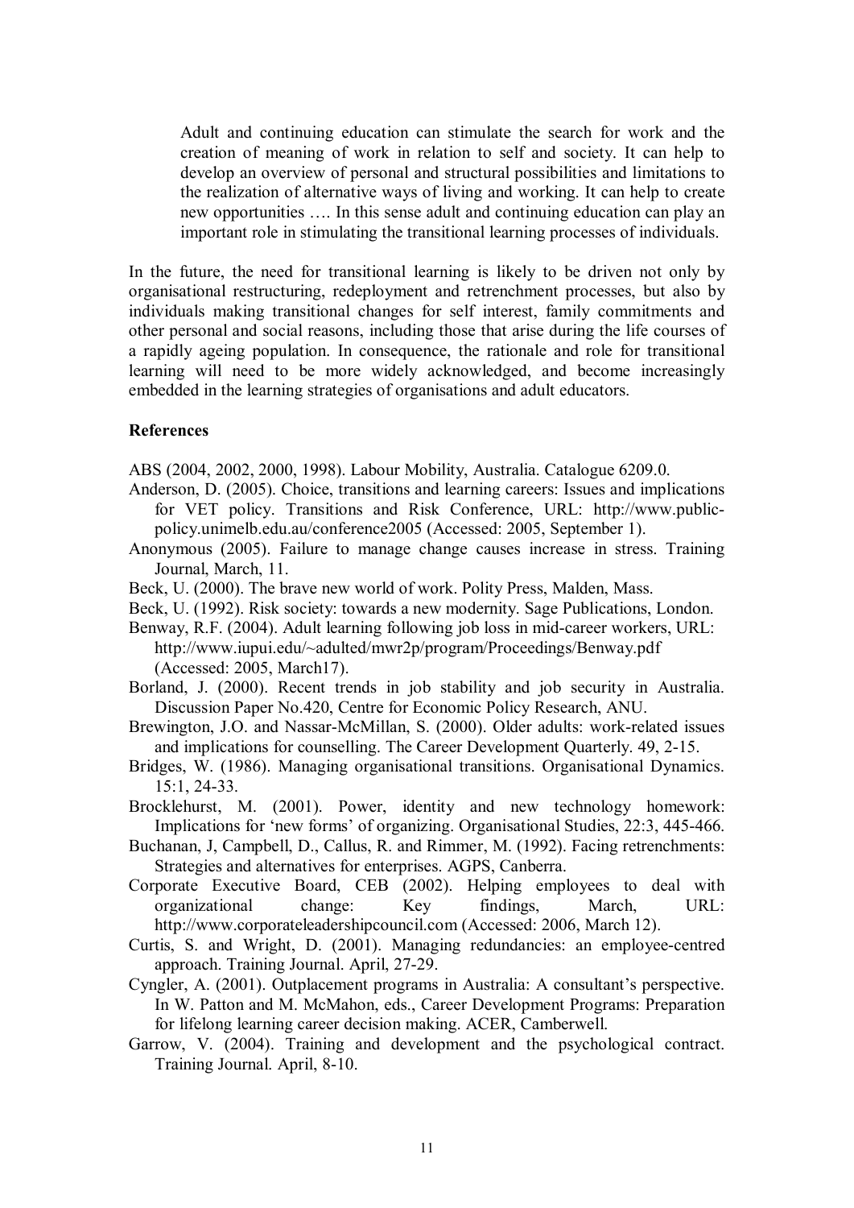> Adult and continuing education can stimulate the search for work and the creation of meaning of work in relation to self and society. It can help to develop an overview of personal and structural possibilities and limitations to the realization of alternative ways of living and working. It can help to create new opportunities …. In this sense adult and continuing education can play an important role in stimulating the transitional learning processes of individuals.

In the future, the need for transitional learning is likely to be driven not only by organisational restructuring, redeployment and retrenchment processes, but also by individuals making transitional changes for self interest, family commitments and other personal and social reasons, including those that arise during the life courses of a rapidly ageing population. In consequence, the rationale and role for transitional learning will need to be more widely acknowledged, and become increasingly embedded in the learning strategies of organisations and adult educators.

**References**

ABS (2004, 2002, 2000, 1998). Labour Mobility, Australia. Catalogue 6209.0.

Anderson, D. (2005). Choice, transitions and learning careers: Issues and implications for VET policy. Transitions and Risk Conference, URL: http://www.public-policy.unimelb.edu.au/conference2005 (Accessed: 2005, September 1).

Anonymous (2005). Failure to manage change causes increase in stress. Training Journal, March, 11.

Beck, U. (2000). The brave new world of work. Polity Press, Malden, Mass.

Beck, U. (1992). Risk society: towards a new modernity. Sage Publications, London.

Benway, R.F. (2004). Adult learning following job loss in mid-career workers, URL: http://www.iupui.edu/~adulted/mwr2p/program/Proceedings/Benway.pdf (Accessed: 2005, March17).

Borland, J. (2000). Recent trends in job stability and job security in Australia. Discussion Paper No.420, Centre for Economic Policy Research, ANU.

Brewington, J.O. and Nassar-McMillan, S. (2000). Older adults: work-related issues and implications for counselling. The Career Development Quarterly. 49, 2-15.

Bridges, W. (1986). Managing organisational transitions. Organisational Dynamics. 15:1, 24-33.

Brocklehurst, M. (2001). Power, identity and new technology homework: Implications for 'new forms' of organizing. Organisational Studies, 22:3, 445-466.

Buchanan, J, Campbell, D., Callus, R. and Rimmer, M. (1992). Facing retrenchments: Strategies and alternatives for enterprises. AGPS, Canberra.

Corporate Executive Board, CEB (2002). Helping employees to deal with organizational change: Key findings, March, URL: http://www.corporateleadershipcouncil.com (Accessed: 2006, March 12).

Curtis, S. and Wright, D. (2001). Managing redundancies: an employee-centred approach. Training Journal. April, 27-29.

Cyngler, A. (2001). Outplacement programs in Australia: A consultant's perspective. In W. Patton and M. McMahon, eds., Career Development Programs: Preparation for lifelong learning career decision making. ACER, Camberwell.

Garrow, V. (2004). Training and development and the psychological contract. Training Journal. April, 8-10.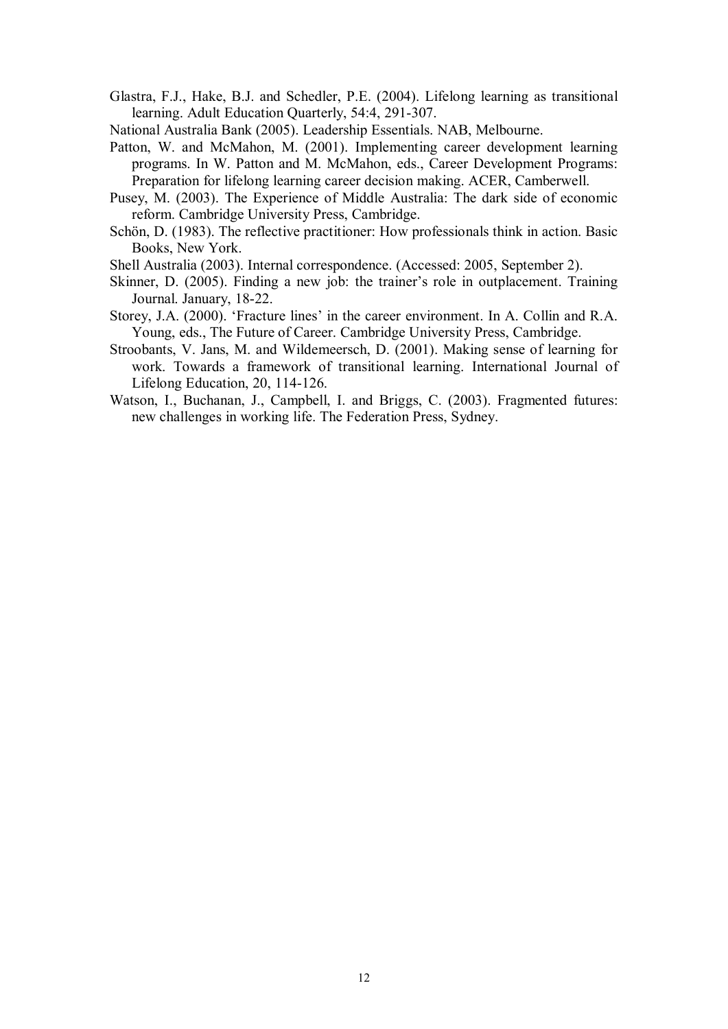Glastra, F.J., Hake, B.J. and Schedler, P.E. (2004). Lifelong learning as transitional learning. Adult Education Quarterly, 54:4, 291-307.

National Australia Bank (2005). Leadership Essentials. NAB, Melbourne.

Patton, W. and McMahon, M. (2001). Implementing career development learning programs. In W. Patton and M. McMahon, eds., Career Development Programs: Preparation for lifelong learning career decision making. ACER, Camberwell.

Pusey, M. (2003). The Experience of Middle Australia: The dark side of economic reform. Cambridge University Press, Cambridge.

Schön, D. (1983). The reflective practitioner: How professionals think in action. Basic Books, New York.

Shell Australia (2003). Internal correspondence. (Accessed: 2005, September 2).

Skinner, D. (2005). Finding a new job: the trainer's role in outplacement. Training Journal. January, 18-22.

Storey, J.A. (2000). 'Fracture lines' in the career environment. In A. Collin and R.A. Young, eds., The Future of Career. Cambridge University Press, Cambridge.

Stroobants, V. Jans, M. and Wildemeersch, D. (2001). Making sense of learning for work. Towards a framework of transitional learning. International Journal of Lifelong Education, 20, 114-126.

Watson, I., Buchanan, J., Campbell, I. and Briggs, C. (2003). Fragmented futures: new challenges in working life. The Federation Press, Sydney.